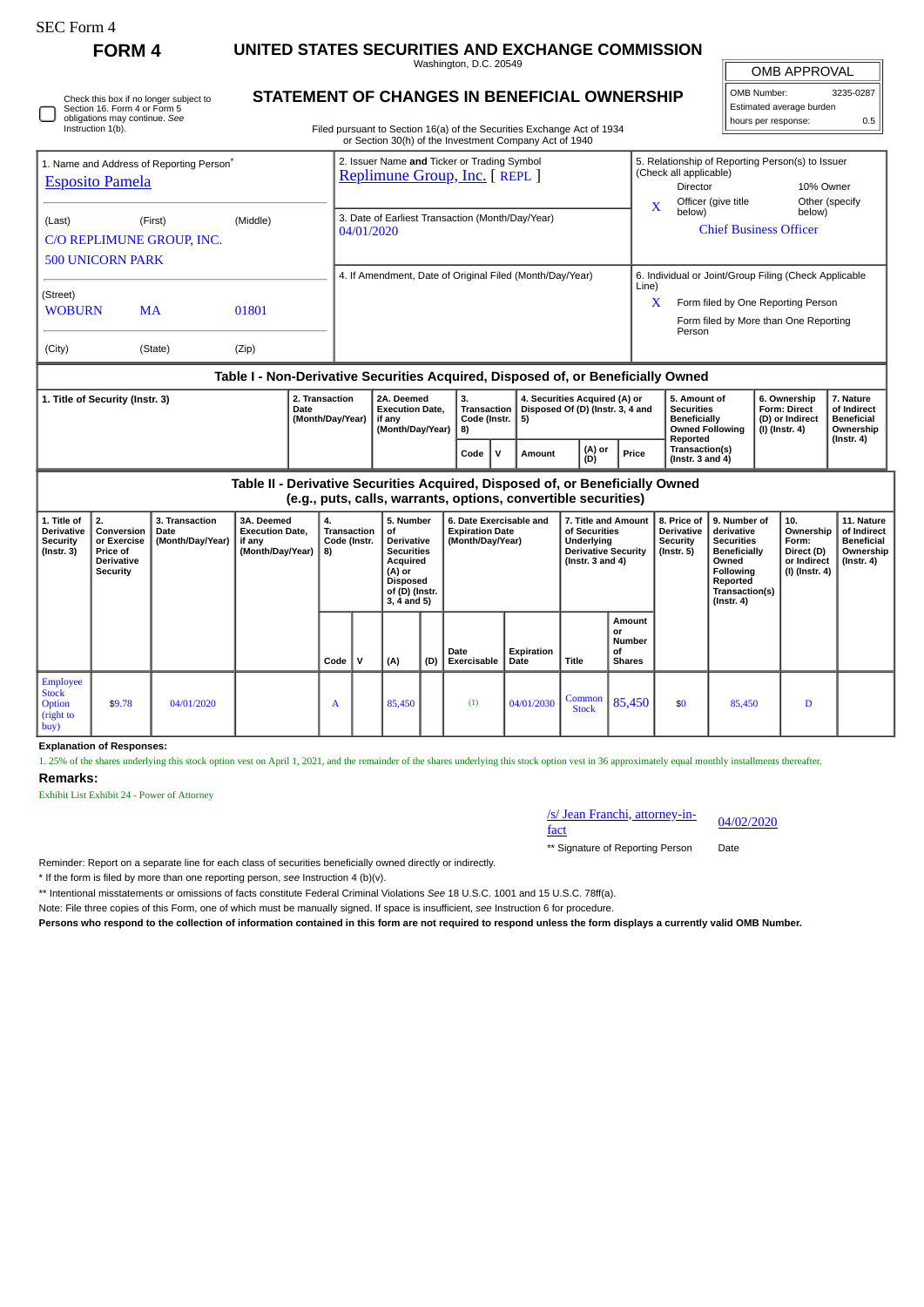SEC Form 4

# FORM 4

## UNITED STATES SECURITIES AND EXCHANGE COMMISSION

Washington, D.C. 20549

## STATEMENT OF CHANGES IN BENEFICIAL OWNERSHIP

Filed pursuant to Section 16(a) of the Securities Exchange Act of 1934 or Section 30(h) of the Investment Company Act of 1940

| OMB APPROVAL | |
|---|---|
| OMB Number: | 3235-0287 |
| Estimated average burden | |
| hours per response: | 0.5 |

☐ Check this box if no longer subject to Section 16. Form 4 or Form 5 obligations may continue. *See* Instruction 1(b).

1. Name and Address of Reporting Person*

Esposito Pamela

(Last) (First) (Middle)

C/O REPLIMUNE GROUP, INC.
500 UNICORN PARK

(Street)

WOBURN MA 01801

(City) (State) (Zip)

2. Issuer Name **and** Ticker or Trading Symbol

Replimune Group, Inc. [ REPL ]

3. Date of Earliest Transaction (Month/Day/Year)

04/01/2020

4. If Amendment, Date of Original Filed (Month/Day/Year)

5. Relationship of Reporting Person(s) to Issuer (Check all applicable)

Director | 10% Owner
X Officer (give title below) | Other (specify below)

Chief Business Officer

6. Individual or Joint/Group Filing (Check Applicable Line)

X Form filed by One Reporting Person

Form filed by More than One Reporting Person

### Table I - Non-Derivative Securities Acquired, Disposed of, or Beneficially Owned

| 1. Title of Security (Instr. 3) | 2. Transaction Date (Month/Day/Year) | 2A. Deemed Execution Date, if any (Month/Day/Year) | 3. Transaction Code (Instr. 8) | | 4. Securities Acquired (A) or Disposed Of (D) (Instr. 3, 4 and 5) | | | 5. Amount of Securities Beneficially Owned Following Reported Transaction(s) (Instr. 3 and 4) | 6. Ownership Form: Direct (D) or Indirect (I) (Instr. 4) | 7. Nature of Indirect Beneficial Ownership (Instr. 4) |
|---|---|---|---|---|---|---|---|---|---|---|
| | | | Code | V | Amount | (A) or (D) | Price | | | |

### Table II - Derivative Securities Acquired, Disposed of, or Beneficially Owned (e.g., puts, calls, warrants, options, convertible securities)

| 1. Title of Derivative Security (Instr. 3) | 2. Conversion or Exercise Price of Derivative Security | 3. Transaction Date (Month/Day/Year) | 3A. Deemed Execution Date, if any (Month/Day/Year) | 4. Transaction Code (Instr. 8) | | 5. Number of Derivative Securities Acquired (A) or Disposed of (D) (Instr. 3, 4 and 5) | | 6. Date Exercisable and Expiration Date (Month/Day/Year) | | 7. Title and Amount of Securities Underlying Derivative Security (Instr. 3 and 4) | | 8. Price of Derivative Security (Instr. 5) | 9. Number of derivative Securities Beneficially Owned Following Reported Transaction(s) (Instr. 4) | 10. Ownership Form: Direct (D) or Indirect (I) (Instr. 4) | 11. Nature of Indirect Beneficial Ownership (Instr. 4) |
|---|---|---|---|---|---|---|---|---|---|---|---|---|---|---|---|
| | | | | Code | V | (A) | (D) | Date Exercisable | Expiration Date | Title | Amount or Number of Shares | | | | |
| Employee Stock Option (right to buy) | $9.78 | 04/01/2020 | | A | | 85,450 | | (1) | 04/01/2030 | Common Stock | 85,450 | $0 | 85,450 | D | |

**Explanation of Responses:**

1. 25% of the shares underlying this stock option vest on April 1, 2021, and the remainder of the shares underlying this stock option vest in 36 approximately equal monthly installments thereafter.

**Remarks:**

Exhibit List Exhibit 24 - Power of Attorney

/s/ Jean Franchi, attorney-in-fact | 04/02/2020

** Signature of Reporting Person | Date

Reminder: Report on a separate line for each class of securities beneficially owned directly or indirectly.

* If the form is filed by more than one reporting person, *see* Instruction 4 (b)(v).

** Intentional misstatements or omissions of facts constitute Federal Criminal Violations *See* 18 U.S.C. 1001 and 15 U.S.C. 78ff(a).

Note: File three copies of this Form, one of which must be manually signed. If space is insufficient, *see* Instruction 6 for procedure.

**Persons who respond to the collection of information contained in this form are not required to respond unless the form displays a currently valid OMB Number.**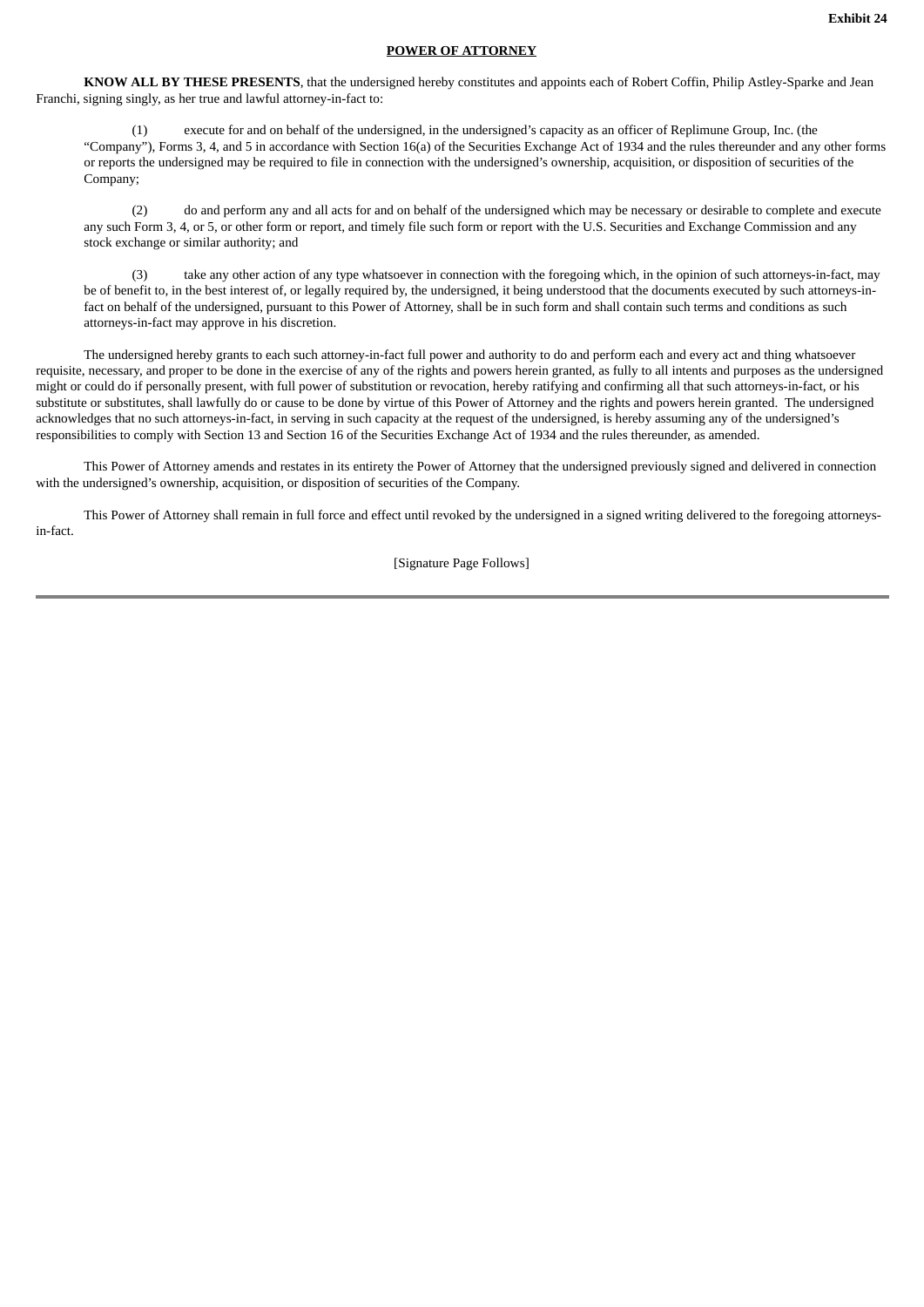**Exhibit 24**

**POWER OF ATTORNEY**

**KNOW ALL BY THESE PRESENTS**, that the undersigned hereby constitutes and appoints each of Robert Coffin, Philip Astley-Sparke and Jean Franchi, signing singly, as her true and lawful attorney-in-fact to:

(1) execute for and on behalf of the undersigned, in the undersigned's capacity as an officer of Replimune Group, Inc. (the "Company"), Forms 3, 4, and 5 in accordance with Section 16(a) of the Securities Exchange Act of 1934 and the rules thereunder and any other forms or reports the undersigned may be required to file in connection with the undersigned's ownership, acquisition, or disposition of securities of the Company;

(2) do and perform any and all acts for and on behalf of the undersigned which may be necessary or desirable to complete and execute any such Form 3, 4, or 5, or other form or report, and timely file such form or report with the U.S. Securities and Exchange Commission and any stock exchange or similar authority; and

(3) take any other action of any type whatsoever in connection with the foregoing which, in the opinion of such attorneys-in-fact, may be of benefit to, in the best interest of, or legally required by, the undersigned, it being understood that the documents executed by such attorneys-in-fact on behalf of the undersigned, pursuant to this Power of Attorney, shall be in such form and shall contain such terms and conditions as such attorneys-in-fact may approve in his discretion.

The undersigned hereby grants to each such attorney-in-fact full power and authority to do and perform each and every act and thing whatsoever requisite, necessary, and proper to be done in the exercise of any of the rights and powers herein granted, as fully to all intents and purposes as the undersigned might or could do if personally present, with full power of substitution or revocation, hereby ratifying and confirming all that such attorneys-in-fact, or his substitute or substitutes, shall lawfully do or cause to be done by virtue of this Power of Attorney and the rights and powers herein granted. The undersigned acknowledges that no such attorneys-in-fact, in serving in such capacity at the request of the undersigned, is hereby assuming any of the undersigned's responsibilities to comply with Section 13 and Section 16 of the Securities Exchange Act of 1934 and the rules thereunder, as amended.

This Power of Attorney amends and restates in its entirety the Power of Attorney that the undersigned previously signed and delivered in connection with the undersigned's ownership, acquisition, or disposition of securities of the Company.

This Power of Attorney shall remain in full force and effect until revoked by the undersigned in a signed writing delivered to the foregoing attorneys-in-fact.

[Signature Page Follows]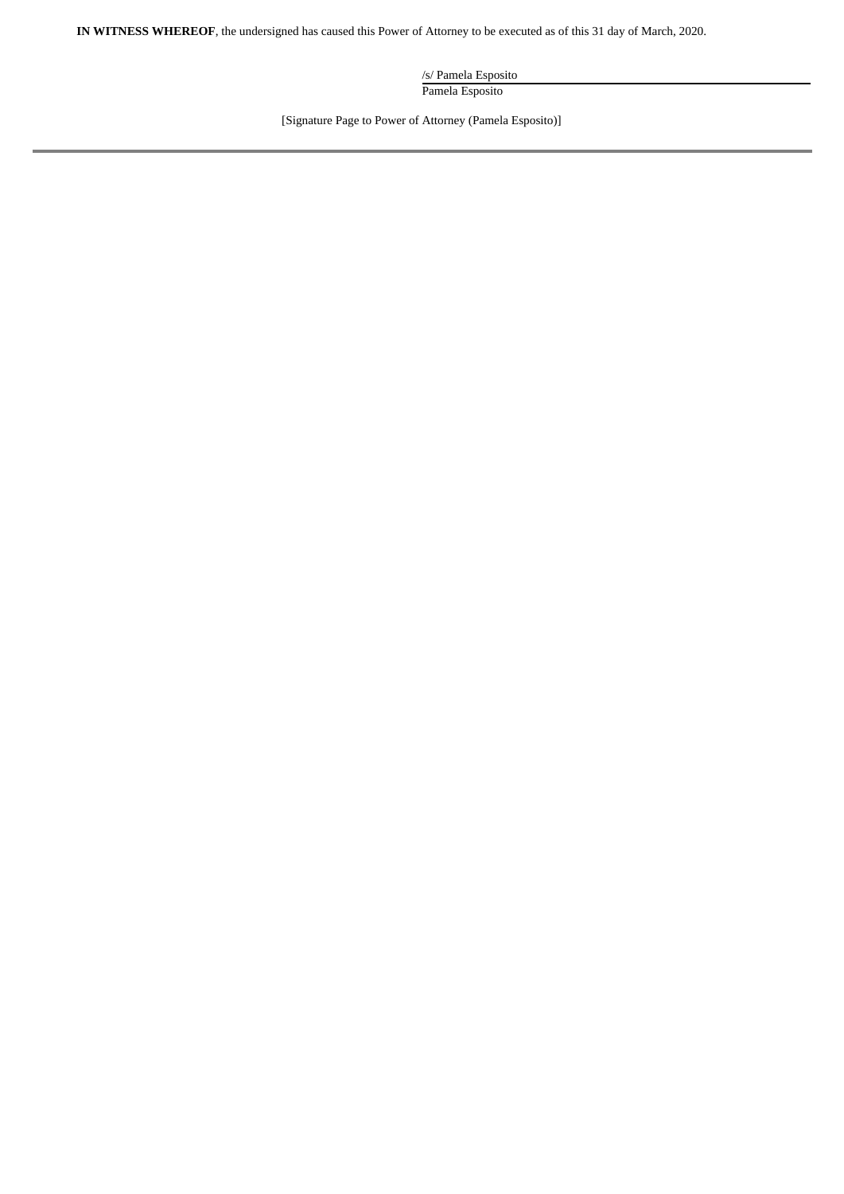**IN WITNESS WHEREOF**, the undersigned has caused this Power of Attorney to be executed as of this 31 day of March, 2020.

/s/ Pamela Esposito
Pamela Esposito

[Signature Page to Power of Attorney (Pamela Esposito)]